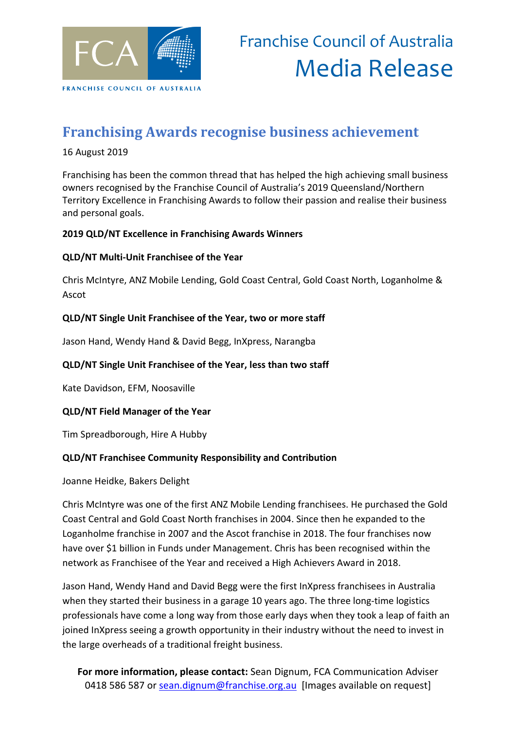Franchise Council of Australia
Media Release

# Franchising Awards recognise business achievement

16 August 2019

Franchising has been the common thread that has helped the high achieving small business owners recognised by the Franchise Council of Australia's 2019 Queensland/Northern Territory Excellence in Franchising Awards to follow their passion and realise their business and personal goals.

**2019 QLD/NT Excellence in Franchising Awards Winners**

**QLD/NT Multi-Unit Franchisee of the Year**

Chris McIntyre, ANZ Mobile Lending, Gold Coast Central, Gold Coast North, Loganholme & Ascot

**QLD/NT Single Unit Franchisee of the Year, two or more staff**

Jason Hand, Wendy Hand & David Begg, InXpress, Narangba

**QLD/NT Single Unit Franchisee of the Year, less than two staff**

Kate Davidson, EFM, Noosaville

**QLD/NT Field Manager of the Year**

Tim Spreadborough, Hire A Hubby

**QLD/NT Franchisee Community Responsibility and Contribution**

Joanne Heidke, Bakers Delight

Chris McIntyre was one of the first ANZ Mobile Lending franchisees. He purchased the Gold Coast Central and Gold Coast North franchises in 2004. Since then he expanded to the Loganholme franchise in 2007 and the Ascot franchise in 2018. The four franchises now have over $1 billion in Funds under Management. Chris has been recognised within the network as Franchisee of the Year and received a High Achievers Award in 2018.

Jason Hand, Wendy Hand and David Begg were the first InXpress franchisees in Australia when they started their business in a garage 10 years ago. The three long-time logistics professionals have come a long way from those early days when they took a leap of faith an joined InXpress seeing a growth opportunity in their industry without the need to invest in the large overheads of a traditional freight business.

**For more information, please contact:** Sean Dignum, FCA Communication Adviser 0418 586 587 or sean.dignum@franchise.org.au [Images available on request]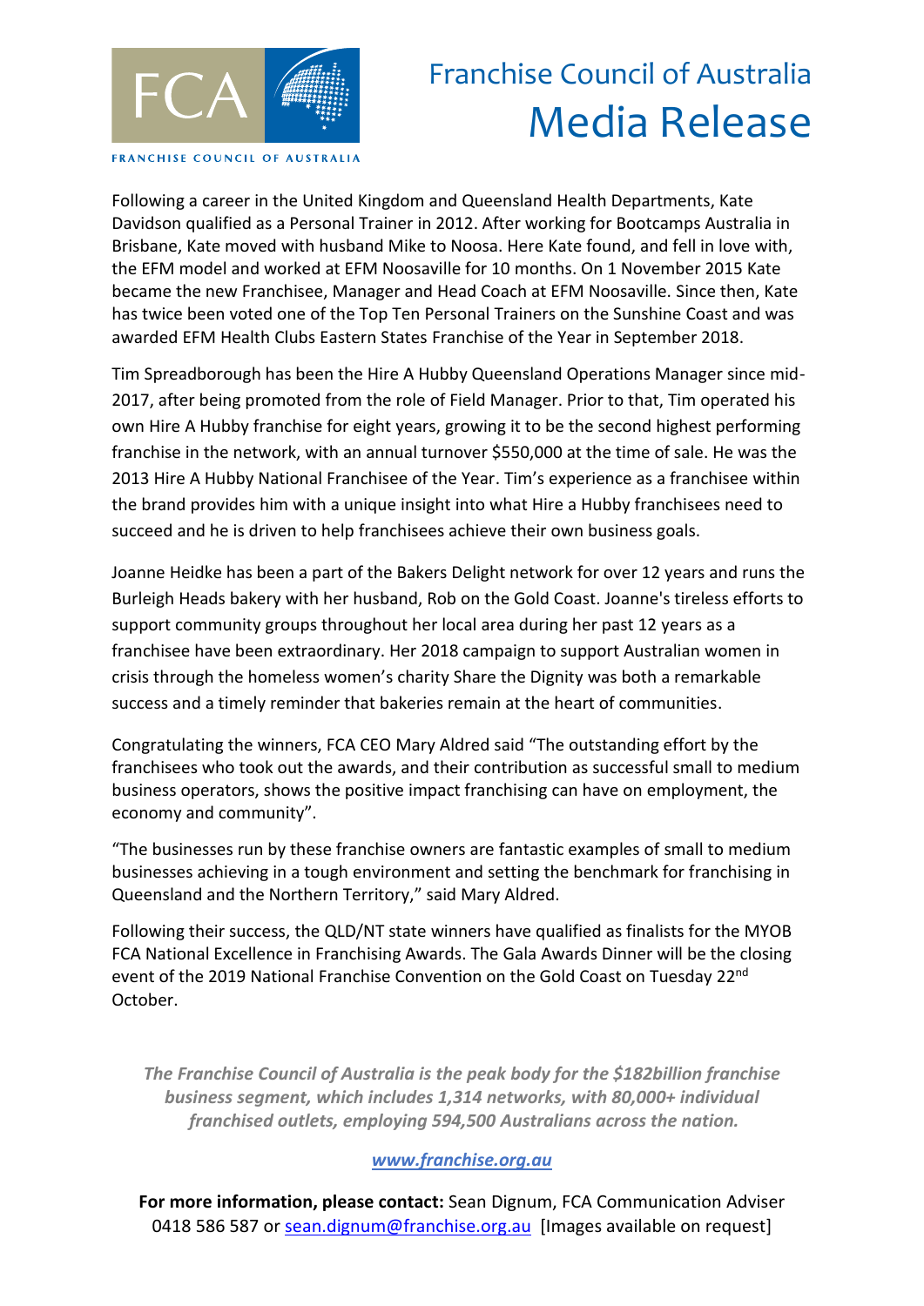Following a career in the United Kingdom and Queensland Health Departments, Kate Davidson qualified as a Personal Trainer in 2012. After working for Bootcamps Australia in Brisbane, Kate moved with husband Mike to Noosa. Here Kate found, and fell in love with, the EFM model and worked at EFM Noosaville for 10 months. On 1 November 2015 Kate became the new Franchisee, Manager and Head Coach at EFM Noosaville. Since then, Kate has twice been voted one of the Top Ten Personal Trainers on the Sunshine Coast and was awarded EFM Health Clubs Eastern States Franchise of the Year in September 2018.

Tim Spreadborough has been the Hire A Hubby Queensland Operations Manager since mid-2017, after being promoted from the role of Field Manager. Prior to that, Tim operated his own Hire A Hubby franchise for eight years, growing it to be the second highest performing franchise in the network, with an annual turnover $550,000 at the time of sale. He was the 2013 Hire A Hubby National Franchisee of the Year. Tim's experience as a franchisee within the brand provides him with a unique insight into what Hire a Hubby franchisees need to succeed and he is driven to help franchisees achieve their own business goals.

Joanne Heidke has been a part of the Bakers Delight network for over 12 years and runs the Burleigh Heads bakery with her husband, Rob on the Gold Coast. Joanne's tireless efforts to support community groups throughout her local area during her past 12 years as a franchisee have been extraordinary. Her 2018 campaign to support Australian women in crisis through the homeless women's charity Share the Dignity was both a remarkable success and a timely reminder that bakeries remain at the heart of communities.

Congratulating the winners, FCA CEO Mary Aldred said "The outstanding effort by the franchisees who took out the awards, and their contribution as successful small to medium business operators, shows the positive impact franchising can have on employment, the economy and community".

"The businesses run by these franchise owners are fantastic examples of small to medium businesses achieving in a tough environment and setting the benchmark for franchising in Queensland and the Northern Territory," said Mary Aldred.

Following their success, the QLD/NT state winners have qualified as finalists for the MYOB FCA National Excellence in Franchising Awards. The Gala Awards Dinner will be the closing event of the 2019 National Franchise Convention on the Gold Coast on Tuesday 22nd October.

***The Franchise Council of Australia is the peak body for the $182billion franchise business segment, which includes 1,314 networks, with 80,000+ individual franchised outlets, employing 594,500 Australians across the nation.***

***www.franchise.org.au***

**For more information, please contact:** Sean Dignum, FCA Communication Adviser 0418 586 587 or sean.dignum@franchise.org.au [Images available on request]